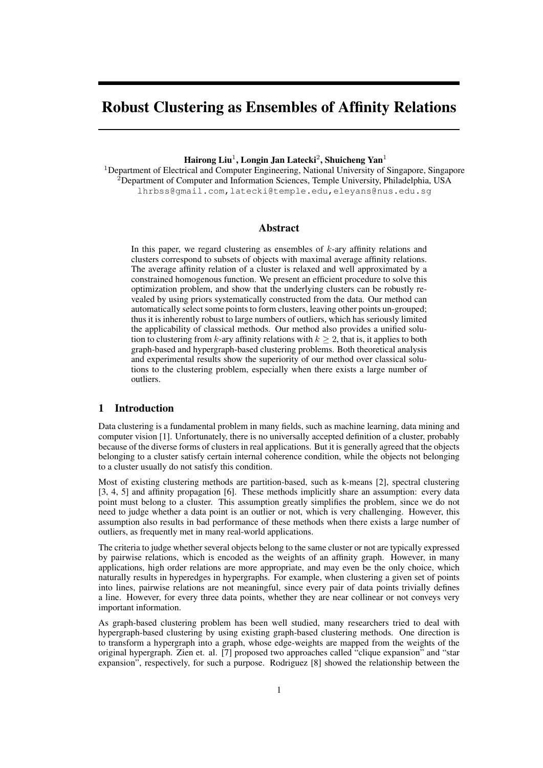# Robust Clustering as Ensembles of Affinity Relations

**Hairong Liu[1], Longin Jan Latecki[2], Shuicheng Yan[1]**

[1]Department of Electrical and Computer Engineering, National University of Singapore, Singapore
[2]Department of Computer and Information Sciences, Temple University, Philadelphia, USA
lhrbss@gmail.com,latecki@temple.edu,eleyans@nus.edu.sg

## Abstract

In this paper, we regard clustering as ensembles of $k$-ary affinity relations and clusters correspond to subsets of objects with maximal average affinity relations. The average affinity relation of a cluster is relaxed and well approximated by a constrained homogenous function. We present an efficient procedure to solve this optimization problem, and show that the underlying clusters can be robustly revealed by using priors systematically constructed from the data. Our method can automatically select some points to form clusters, leaving other points un-grouped; thus it is inherently robust to large numbers of outliers, which has seriously limited the applicability of classical methods. Our method also provides a unified solution to clustering from $k$-ary affinity relations with $k \geq 2$, that is, it applies to both graph-based and hypergraph-based clustering problems. Both theoretical analysis and experimental results show the superiority of our method over classical solutions to the clustering problem, especially when there exists a large number of outliers.

## 1 Introduction

Data clustering is a fundamental problem in many fields, such as machine learning, data mining and computer vision [1]. Unfortunately, there is no universally accepted definition of a cluster, probably because of the diverse forms of clusters in real applications. But it is generally agreed that the objects belonging to a cluster satisfy certain internal coherence condition, while the objects not belonging to a cluster usually do not satisfy this condition.

Most of existing clustering methods are partition-based, such as k-means [2], spectral clustering [3, 4, 5] and affinity propagation [6]. These methods implicitly share an assumption: every data point must belong to a cluster. This assumption greatly simplifies the problem, since we do not need to judge whether a data point is an outlier or not, which is very challenging. However, this assumption also results in bad performance of these methods when there exists a large number of outliers, as frequently met in many real-world applications.

The criteria to judge whether several objects belong to the same cluster or not are typically expressed by pairwise relations, which is encoded as the weights of an affinity graph. However, in many applications, high order relations are more appropriate, and may even be the only choice, which naturally results in hyperedges in hypergraphs. For example, when clustering a given set of points into lines, pairwise relations are not meaningful, since every pair of data points trivially defines a line. However, for every three data points, whether they are near collinear or not conveys very important information.

As graph-based clustering problem has been well studied, many researchers tried to deal with hypergraph-based clustering by using existing graph-based clustering methods. One direction is to transform a hypergraph into a graph, whose edge-weights are mapped from the weights of the original hypergraph. Zien et. al. [7] proposed two approaches called "clique expansion" and "star expansion", respectively, for such a purpose. Rodriguez [8] showed the relationship between the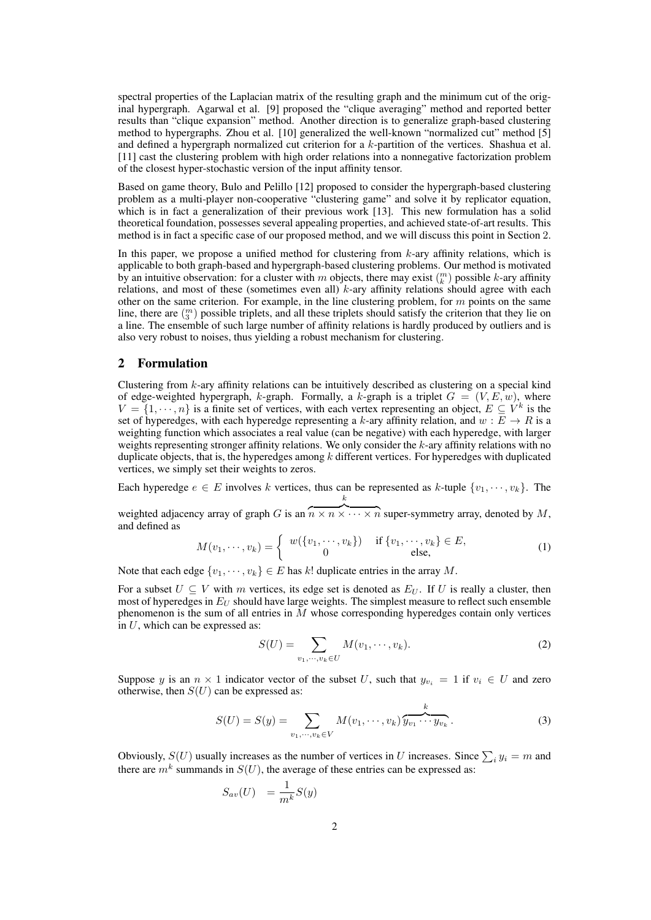spectral properties of the Laplacian matrix of the resulting graph and the minimum cut of the original hypergraph. Agarwal et al. [9] proposed the "clique averaging" method and reported better results than "clique expansion" method. Another direction is to generalize graph-based clustering method to hypergraphs. Zhou et al. [10] generalized the well-known "normalized cut" method [5] and defined a hypergraph normalized cut criterion for a $k$-partition of the vertices. Shashua et al. [11] cast the clustering problem with high order relations into a nonnegative factorization problem of the closest hyper-stochastic version of the input affinity tensor.

Based on game theory, Bulo and Pelillo [12] proposed to consider the hypergraph-based clustering problem as a multi-player non-cooperative "clustering game" and solve it by replicator equation, which is in fact a generalization of their previous work [13]. This new formulation has a solid theoretical foundation, possesses several appealing properties, and achieved state-of-art results. This method is in fact a specific case of our proposed method, and we will discuss this point in Section 2.

In this paper, we propose a unified method for clustering from $k$-ary affinity relations, which is applicable to both graph-based and hypergraph-based clustering problems. Our method is motivated by an intuitive observation: for a cluster with $m$ objects, there may exist $\binom{m}{k}$ possible $k$-ary affinity relations, and most of these (sometimes even all) $k$-ary affinity relations should agree with each other on the same criterion. For example, in the line clustering problem, for $m$ points on the same line, there are $\binom{m}{3}$ possible triplets, and all these triplets should satisfy the criterion that they lie on a line. The ensemble of such large number of affinity relations is hardly produced by outliers and is also very robust to noises, thus yielding a robust mechanism for clustering.

## 2 Formulation

Clustering from $k$-ary affinity relations can be intuitively described as clustering on a special kind of edge-weighted hypergraph, $k$-graph. Formally, a $k$-graph is a triplet $G = (V, E, w)$, where $V = \{1, \cdots, n\}$ is a finite set of vertices, with each vertex representing an object, $E \subseteq V^k$ is the set of hyperedges, with each hyperedge representing a $k$-ary affinity relation, and $w : E \to R$ is a weighting function which associates a real value (can be negative) with each hyperedge, with larger weights representing stronger affinity relations. We only consider the $k$-ary affinity relations with no duplicate objects, that is, the hyperedges among $k$ different vertices. For hyperedges with duplicated vertices, we simply set their weights to zeros.

Each hyperedge $e \in E$ involves $k$ vertices, thus can be represented as $k$-tuple $\{v_1, \cdots, v_k\}$. The weighted adjacency array of graph $G$ is an $\overbrace{n \times n \times \cdots \times n}^{k}$ super-symmetry array, denoted by $M$, and defined as

$$M(v_1, \cdots, v_k) = \begin{cases} w(\{v_1, \cdots, v_k\}) & \text{if } \{v_1, \cdots, v_k\} \in E, \\ 0 & \text{else,} \end{cases} \tag{1}$$

Note that each edge $\{v_1, \cdots, v_k\} \in E$ has $k!$ duplicate entries in the array $M$.

For a subset $U \subseteq V$ with $m$ vertices, its edge set is denoted as $E_U$. If $U$ is really a cluster, then most of hyperedges in $E_U$ should have large weights. The simplest measure to reflect such ensemble phenomenon is the sum of all entries in $M$ whose corresponding hyperedges contain only vertices in $U$, which can be expressed as:

$$S(U) = \sum_{v_1, \cdots, v_k \in U} M(v_1, \cdots, v_k). \tag{2}$$

Suppose $y$ is an $n \times 1$ indicator vector of the subset $U$, such that $y_{v_i} = 1$ if $v_i \in U$ and zero otherwise, then $S(U)$ can be expressed as:

$$S(U) = S(y) = \sum_{v_1, \cdots, v_k \in V} M(v_1, \cdots, v_k) \overbrace{y_{v_1} \cdots y_{v_k}}^{k}. \tag{3}$$

Obviously, $S(U)$ usually increases as the number of vertices in $U$ increases. Since $\sum_i y_i = m$ and there are $m^k$ summands in $S(U)$, the average of these entries can be expressed as:

$$S_{av}(U) = \frac{1}{m^k} S(y)$$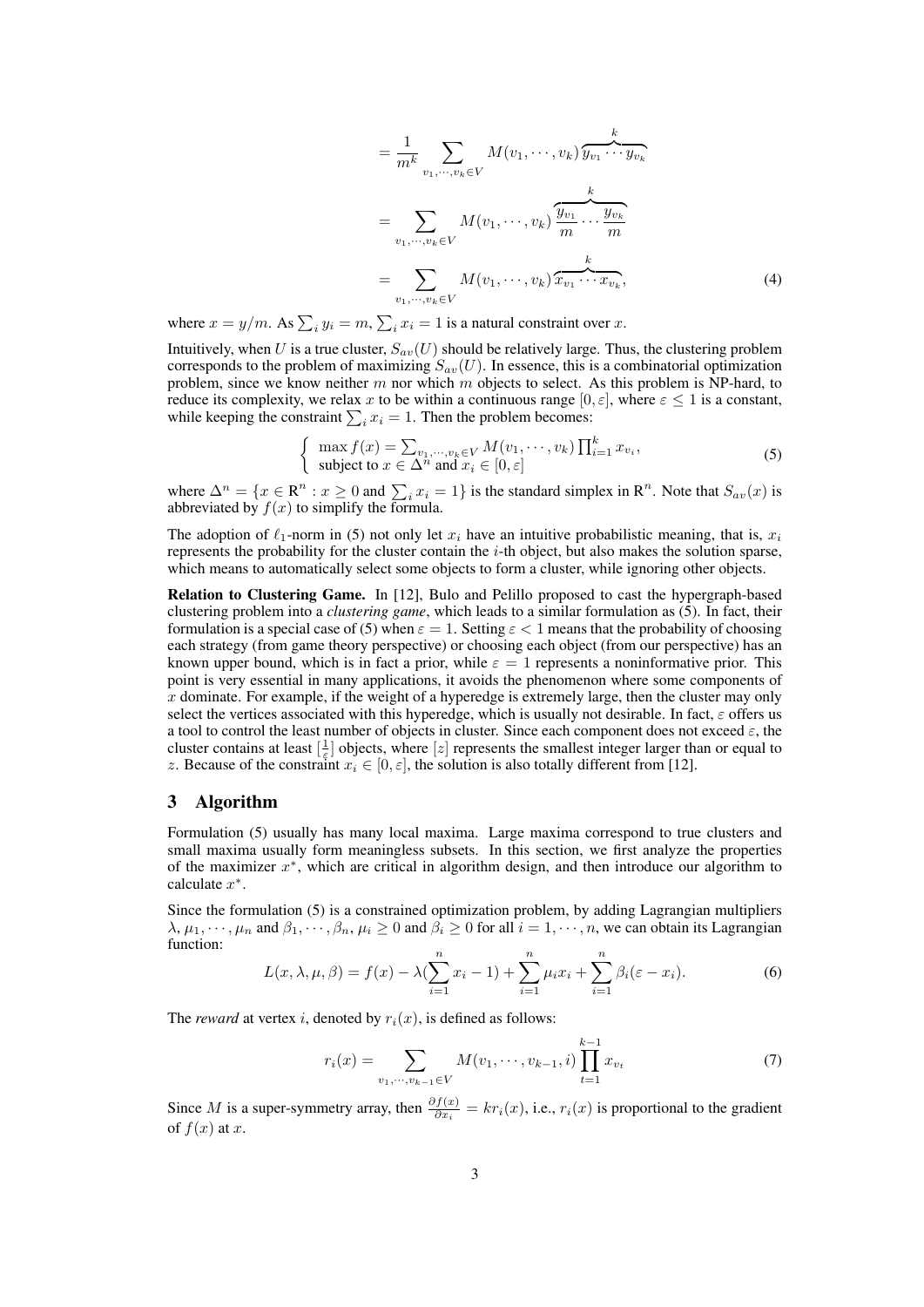$$
= \frac{1}{m^k} \sum_{v_1,\cdots,v_k \in V} M(v_1,\cdots,v_k) \overbrace{y_{v_1}\cdots y_{v_k}}^{k}
$$

$$
= \sum_{v_1,\cdots,v_k \in V} M(v_1,\cdots,v_k) \overbrace{\frac{y_{v_1}}{m}\cdots \frac{y_{v_k}}{m}}^{k}
$$

$$
= \sum_{v_1,\cdots,v_k \in V} M(v_1,\cdots,v_k) \overbrace{x_{v_1}\cdots x_{v_k}}^{k}, \tag{4}
$$

where $x = y/m$. As $\sum_i y_i = m$, $\sum_i x_i = 1$ is a natural constraint over $x$.

Intuitively, when $U$ is a true cluster, $S_{av}(U)$ should be relatively large. Thus, the clustering problem corresponds to the problem of maximizing $S_{av}(U)$. In essence, this is a combinatorial optimization problem, since we know neither $m$ nor which $m$ objects to select. As this problem is NP-hard, to reduce its complexity, we relax $x$ to be within a continuous range $[0, \varepsilon]$, where $\varepsilon \leq 1$ is a constant, while keeping the constraint $\sum_i x_i = 1$. Then the problem becomes:

$$
\left\{ \begin{array}{l} \max f(x) = \sum_{v_1,\cdots,v_k \in V} M(v_1,\cdots,v_k) \prod_{i=1}^{k} x_{v_i}, \\ \text{subject to } x \in \Delta^n \text{ and } x_i \in [0, \varepsilon] \end{array} \right. \tag{5}
$$

where $\Delta^n = \{x \in \mathrm{R}^n : x \geq 0 \text{ and } \sum_i x_i = 1\}$ is the standard simplex in $\mathrm{R}^n$. Note that $S_{av}(x)$ is abbreviated by $f(x)$ to simplify the formula.

The adoption of $\ell_1$-norm in (5) not only let $x_i$ have an intuitive probabilistic meaning, that is, $x_i$ represents the probability for the cluster contain the $i$-th object, but also makes the solution sparse, which means to automatically select some objects to form a cluster, while ignoring other objects.

**Relation to Clustering Game.** In [12], Bulo and Pelillo proposed to cast the hypergraph-based clustering problem into a *clustering game*, which leads to a similar formulation as (5). In fact, their formulation is a special case of (5) when $\varepsilon = 1$. Setting $\varepsilon < 1$ means that the probability of choosing each strategy (from game theory perspective) or choosing each object (from our perspective) has an known upper bound, which is in fact a prior, while $\varepsilon = 1$ represents a noninformative prior. This point is very essential in many applications, it avoids the phenomenon where some components of $x$ dominate. For example, if the weight of a hyperedge is extremely large, then the cluster may only select the vertices associated with this hyperedge, which is usually not desirable. In fact, $\varepsilon$ offers us a tool to control the least number of objects in cluster. Since each component does not exceed $\varepsilon$, the cluster contains at least $[\frac{1}{\varepsilon}]$ objects, where $[z]$ represents the smallest integer larger than or equal to $z$. Because of the constraint $x_i \in [0, \varepsilon]$, the solution is also totally different from [12].

## 3 Algorithm

Formulation (5) usually has many local maxima. Large maxima correspond to true clusters and small maxima usually form meaningless subsets. In this section, we first analyze the properties of the maximizer $x^*$, which are critical in algorithm design, and then introduce our algorithm to calculate $x^*$.

Since the formulation (5) is a constrained optimization problem, by adding Lagrangian multipliers $\lambda, \mu_1, \cdots, \mu_n$ and $\beta_1, \cdots, \beta_n$, $\mu_i \geq 0$ and $\beta_i \geq 0$ for all $i = 1, \cdots, n$, we can obtain its Lagrangian function:

$$
L(x, \lambda, \mu, \beta) = f(x) - \lambda(\sum_{i=1}^{n} x_i - 1) + \sum_{i=1}^{n} \mu_i x_i + \sum_{i=1}^{n} \beta_i (\varepsilon - x_i). \tag{6}
$$

The *reward* at vertex $i$, denoted by $r_i(x)$, is defined as follows:

$$
r_i(x) = \sum_{v_1,\cdots,v_{k-1} \in V} M(v_1,\cdots,v_{k-1}, i) \prod_{t=1}^{k-1} x_{v_t} \tag{7}
$$

Since $M$ is a super-symmetry array, then $\frac{\partial f(x)}{\partial x_i} = k r_i(x)$, i.e., $r_i(x)$ is proportional to the gradient of $f(x)$ at $x$.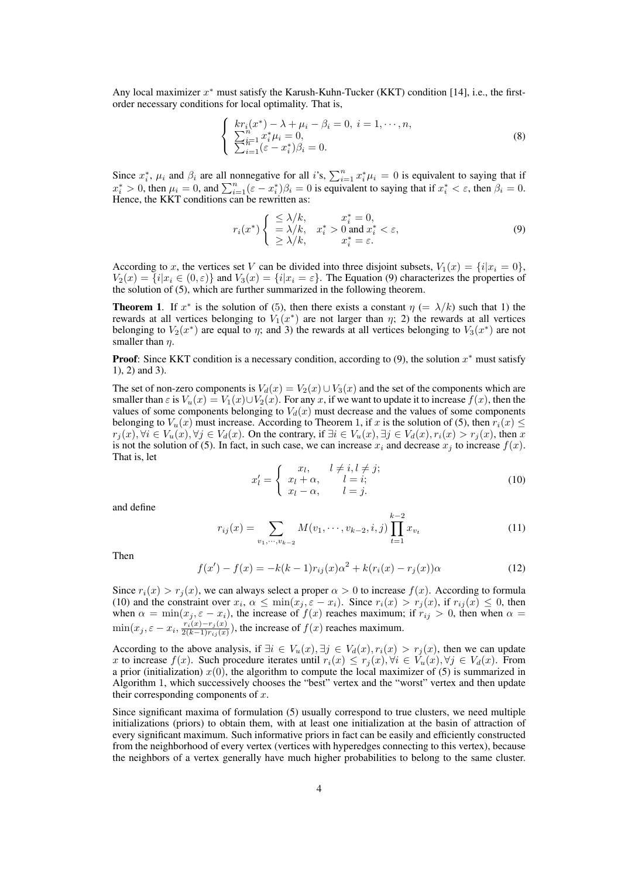Any local maximizer $x^*$ must satisfy the Karush-Kuhn-Tucker (KKT) condition [14], i.e., the first-order necessary conditions for local optimality. That is,

$$
\left\{ \begin{array}{l} kr_i(x^*) - \lambda + \mu_i - \beta_i = 0, \; i = 1, \cdots, n, \\ \sum_{i=1}^{n} x_i^* \mu_i = 0, \\ \sum_{i=1}^{n} (\varepsilon - x_i^*) \beta_i = 0. \end{array} \right. \tag{8}
$$

Since $x_i^*$, $\mu_i$ and $\beta_i$ are all nonnegative for all $i$'s, $\sum_{i=1}^{n} x_i^* \mu_i = 0$ is equivalent to saying that if $x_i^* > 0$, then $\mu_i = 0$, and $\sum_{i=1}^{n} (\varepsilon - x_i^*) \beta_i = 0$ is equivalent to saying that if $x_i^* < \varepsilon$, then $\beta_i = 0$. Hence, the KKT conditions can be rewritten as:

$$
r_i(x^*) \left\{ \begin{array}{ll} \leq \lambda/k, & x_i^* = 0, \\ = \lambda/k, & x_i^* > 0 \text{ and } x_i^* < \varepsilon, \\ \geq \lambda/k, & x_i^* = \varepsilon. \end{array} \right. \tag{9}
$$

According to $x$, the vertices set $V$ can be divided into three disjoint subsets, $V_1(x) = \{i | x_i = 0\}$, $V_2(x) = \{i | x_i \in (0, \varepsilon)\}$ and $V_3(x) = \{i | x_i = \varepsilon\}$. The Equation (9) characterizes the properties of the solution of (5), which are further summarized in the following theorem.

**Theorem 1**. If $x^*$ is the solution of (5), then there exists a constant $\eta$ $(= \lambda/k)$ such that 1) the rewards at all vertices belonging to $V_1(x^*)$ are not larger than $\eta$; 2) the rewards at all vertices belonging to $V_2(x^*)$ are equal to $\eta$; and 3) the rewards at all vertices belonging to $V_3(x^*)$ are not smaller than $\eta$.

**Proof**: Since KKT condition is a necessary condition, according to (9), the solution $x^*$ must satisfy 1), 2) and 3).

The set of non-zero components is $V_d(x) = V_2(x) \cup V_3(x)$ and the set of the components which are smaller than $\varepsilon$ is $V_u(x) = V_1(x) \cup V_2(x)$. For any $x$, if we want to update it to increase $f(x)$, then the values of some components belonging to $V_d(x)$ must decrease and the values of some components belonging to $V_u(x)$ must increase. According to Theorem 1, if $x$ is the solution of (5), then $r_i(x) \leq r_j(x), \forall i \in V_u(x), \forall j \in V_d(x)$. On the contrary, if $\exists i \in V_u(x), \exists j \in V_d(x), r_i(x) > r_j(x)$, then $x$ is not the solution of (5). In fact, in such case, we can increase $x_i$ and decrease $x_j$ to increase $f(x)$. That is, let

$$
x_l' = \left\{ \begin{array}{ll} x_l, & l \neq i, l \neq j; \\ x_l + \alpha, & l = i; \\ x_l - \alpha, & l = j. \end{array} \right. \tag{10}
$$

and define

$$
r_{ij}(x) = \sum_{v_1, \cdots, v_{k-2}} M(v_1, \cdots, v_{k-2}, i, j) \prod_{t=1}^{k-2} x_{v_t} \tag{11}
$$

Then

$$
f(x') - f(x) = -k(k-1) r_{ij}(x) \alpha^2 + k(r_i(x) - r_j(x)) \alpha \tag{12}
$$

Since $r_i(x) > r_j(x)$, we can always select a proper $\alpha > 0$ to increase $f(x)$. According to formula (10) and the constraint over $x_i$, $\alpha \leq \min(x_j, \varepsilon - x_i)$. Since $r_i(x) > r_j(x)$, if $r_{ij}(x) \leq 0$, then when $\alpha = \min(x_j, \varepsilon - x_i)$, the increase of $f(x)$ reaches maximum; if $r_{ij} > 0$, then when $\alpha = \min(x_j, \varepsilon - x_i, \frac{r_i(x) - r_j(x)}{2(k-1) r_{ij}(x)})$, the increase of $f(x)$ reaches maximum.

According to the above analysis, if $\exists i \in V_u(x), \exists j \in V_d(x), r_i(x) > r_j(x)$, then we can update $x$ to increase $f(x)$. Such procedure iterates until $r_i(x) \leq r_j(x), \forall i \in V_u(x), \forall j \in V_d(x)$. From a prior (initialization) $x(0)$, the algorithm to compute the local maximizer of (5) is summarized in Algorithm 1, which successively chooses the "best" vertex and the "worst" vertex and then update their corresponding components of $x$.

Since significant maxima of formulation (5) usually correspond to true clusters, we need multiple initializations (priors) to obtain them, with at least one initialization at the basin of attraction of every significant maximum. Such informative priors in fact can be easily and efficiently constructed from the neighborhood of every vertex (vertices with hyperedges connecting to this vertex), because the neighbors of a vertex generally have much higher probabilities to belong to the same cluster.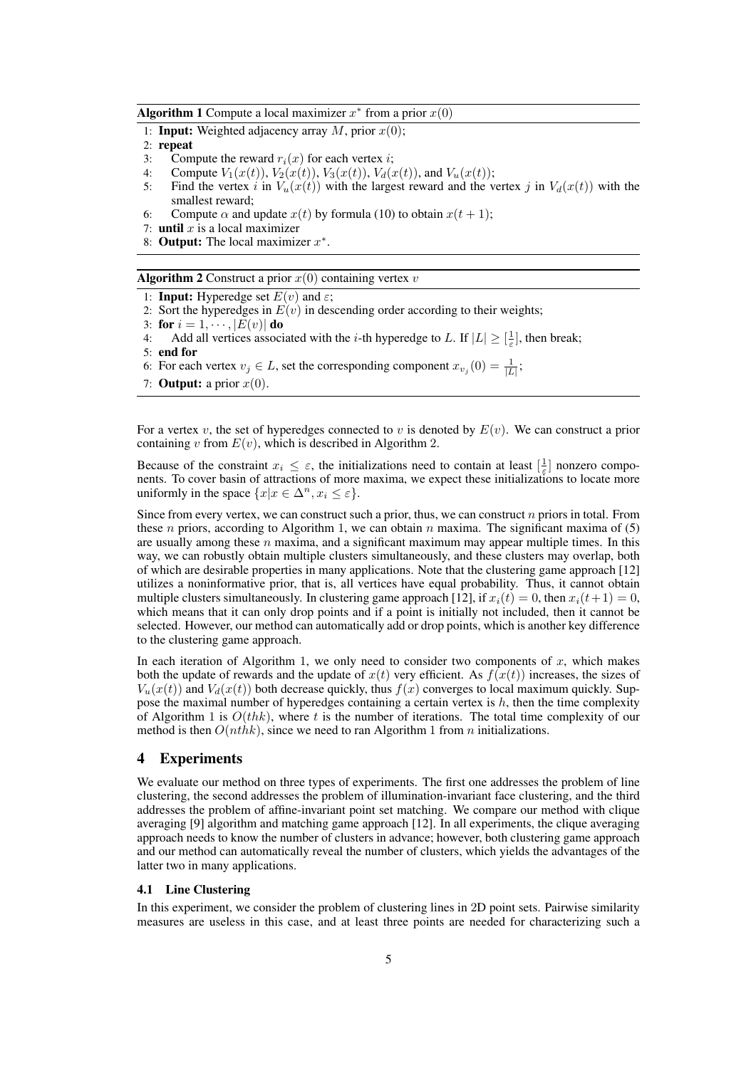**Algorithm 1** Compute a local maximizer $x^*$ from a prior $x(0)$

1: **Input:** Weighted adjacency array $M$, prior $x(0)$;
2: **repeat**
3: Compute the reward $r_i(x)$ for each vertex $i$;
4: Compute $V_1(x(t))$, $V_2(x(t))$, $V_3(x(t))$, $V_d(x(t))$, and $V_u(x(t))$;
5: Find the vertex $i$ in $V_u(x(t))$ with the largest reward and the vertex $j$ in $V_d(x(t))$ with the smallest reward;
6: Compute $\alpha$ and update $x(t)$ by formula (10) to obtain $x(t+1)$;
7: **until** $x$ is a local maximizer
8: **Output:** The local maximizer $x^*$.

**Algorithm 2** Construct a prior $x(0)$ containing vertex $v$

1: **Input:** Hyperedge set $E(v)$ and $\varepsilon$;
2: Sort the hyperedges in $E(v)$ in descending order according to their weights;
3: **for** $i = 1, \cdots, |E(v)|$ **do**
4: Add all vertices associated with the $i$-th hyperedge to $L$. If $|L| \geq [\frac{1}{\varepsilon}]$, then break;
5: **end for**
6: For each vertex $v_j \in L$, set the corresponding component $x_{v_j}(0) = \frac{1}{|L|}$;
7: **Output:** a prior $x(0)$.

For a vertex $v$, the set of hyperedges connected to $v$ is denoted by $E(v)$. We can construct a prior containing $v$ from $E(v)$, which is described in Algorithm 2.

Because of the constraint $x_i \leq \varepsilon$, the initializations need to contain at least $[\frac{1}{\varepsilon}]$ nonzero components. To cover basin of attractions of more maxima, we expect these initializations to locate more uniformly in the space $\{x | x \in \Delta^n, x_i \leq \varepsilon\}$.

Since from every vertex, we can construct such a prior, thus, we can construct $n$ priors in total. From these $n$ priors, according to Algorithm 1, we can obtain $n$ maxima. The significant maxima of (5) are usually among these $n$ maxima, and a significant maximum may appear multiple times. In this way, we can robustly obtain multiple clusters simultaneously, and these clusters may overlap, both of which are desirable properties in many applications. Note that the clustering game approach [12] utilizes a noninformative prior, that is, all vertices have equal probability. Thus, it cannot obtain multiple clusters simultaneously. In clustering game approach [12], if $x_i(t) = 0$, then $x_i(t+1) = 0$, which means that it can only drop points and if a point is initially not included, then it cannot be selected. However, our method can automatically add or drop points, which is another key difference to the clustering game approach.

In each iteration of Algorithm 1, we only need to consider two components of $x$, which makes both the update of rewards and the update of $x(t)$ very efficient. As $f(x(t))$ increases, the sizes of $V_u(x(t))$ and $V_d(x(t))$ both decrease quickly, thus $f(x)$ converges to local maximum quickly. Suppose the maximal number of hyperedges containing a certain vertex is $h$, then the time complexity of Algorithm 1 is $O(thk)$, where $t$ is the number of iterations. The total time complexity of our method is then $O(nthk)$, since we need to ran Algorithm 1 from $n$ initializations.

## 4 Experiments

We evaluate our method on three types of experiments. The first one addresses the problem of line clustering, the second addresses the problem of illumination-invariant face clustering, and the third addresses the problem of affine-invariant point set matching. We compare our method with clique averaging [9] algorithm and matching game approach [12]. In all experiments, the clique averaging approach needs to know the number of clusters in advance; however, both clustering game approach and our method can automatically reveal the number of clusters, which yields the advantages of the latter two in many applications.

### 4.1 Line Clustering

In this experiment, we consider the problem of clustering lines in 2D point sets. Pairwise similarity measures are useless in this case, and at least three points are needed for characterizing such a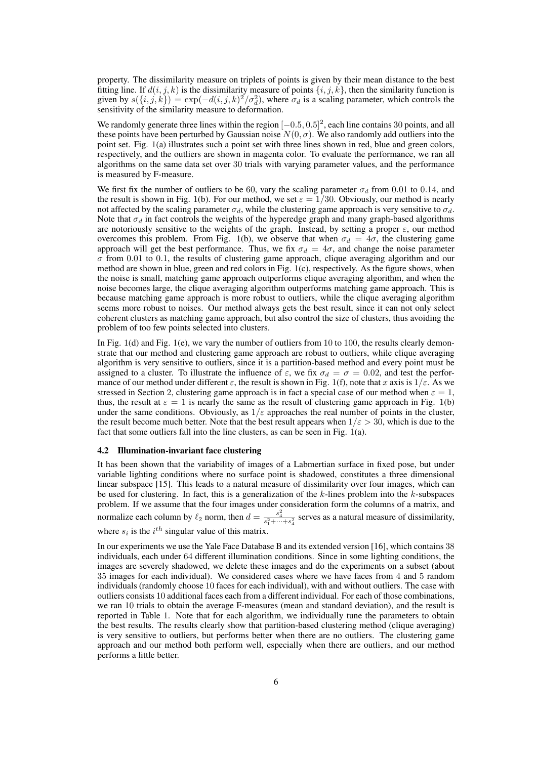property. The dissimilarity measure on triplets of points is given by their mean distance to the best fitting line. If $d(i, j, k)$ is the dissimilarity measure of points $\{i, j, k\}$, then the similarity function is given by $s(\{i, j, k\}) = \exp(-d(i, j, k)^2/\sigma_d^2)$, where $\sigma_d$ is a scaling parameter, which controls the sensitivity of the similarity measure to deformation.

We randomly generate three lines within the region $[-0.5, 0.5]^2$, each line contains 30 points, and all these points have been perturbed by Gaussian noise $N(0, \sigma)$. We also randomly add outliers into the point set. Fig. 1(a) illustrates such a point set with three lines shown in red, blue and green colors, respectively, and the outliers are shown in magenta color. To evaluate the performance, we ran all algorithms on the same data set over 30 trials with varying parameter values, and the performance is measured by F-measure.

We first fix the number of outliers to be 60, vary the scaling parameter $\sigma_d$ from 0.01 to 0.14, and the result is shown in Fig. 1(b). For our method, we set $\varepsilon = 1/30$. Obviously, our method is nearly not affected by the scaling parameter $\sigma_d$, while the clustering game approach is very sensitive to $\sigma_d$. Note that $\sigma_d$ in fact controls the weights of the hyperedge graph and many graph-based algorithms are notoriously sensitive to the weights of the graph. Instead, by setting a proper $\varepsilon$, our method overcomes this problem. From Fig. 1(b), we observe that when $\sigma_d = 4\sigma$, the clustering game approach will get the best performance. Thus, we fix $\sigma_d = 4\sigma$, and change the noise parameter $\sigma$ from 0.01 to 0.1, the results of clustering game approach, clique averaging algorithm and our method are shown in blue, green and red colors in Fig. 1(c), respectively. As the figure shows, when the noise is small, matching game approach outperforms clique averaging algorithm, and when the noise becomes large, the clique averaging algorithm outperforms matching game approach. This is because matching game approach is more robust to outliers, while the clique averaging algorithm seems more robust to noises. Our method always gets the best result, since it can not only select coherent clusters as matching game approach, but also control the size of clusters, thus avoiding the problem of too few points selected into clusters.

In Fig. 1(d) and Fig. 1(e), we vary the number of outliers from 10 to 100, the results clearly demonstrate that our method and clustering game approach are robust to outliers, while clique averaging algorithm is very sensitive to outliers, since it is a partition-based method and every point must be assigned to a cluster. To illustrate the influence of $\varepsilon$, we fix $\sigma_d = \sigma = 0.02$, and test the performance of our method under different $\varepsilon$, the result is shown in Fig. 1(f), note that $x$ axis is $1/\varepsilon$. As we stressed in Section 2, clustering game approach is in fact a special case of our method when $\varepsilon = 1$, thus, the result at $\varepsilon = 1$ is nearly the same as the result of clustering game approach in Fig. 1(b) under the same conditions. Obviously, as $1/\varepsilon$ approaches the real number of points in the cluster, the result become much better. Note that the best result appears when $1/\varepsilon > 30$, which is due to the fact that some outliers fall into the line clusters, as can be seen in Fig. 1(a).

### 4.2 Illumination-invariant face clustering

It has been shown that the variability of images of a Labmertian surface in fixed pose, but under variable lighting conditions where no surface point is shadowed, constitutes a three dimensional linear subspace [15]. This leads to a natural measure of dissimilarity over four images, which can be used for clustering. In fact, this is a generalization of the $k$-lines problem into the $k$-subspaces problem. If we assume that the four images under consideration form the columns of a matrix, and normalize each column by $\ell_2$ norm, then $d = \frac{s_4^2}{s_1^2 + \cdots + s_4^2}$ serves as a natural measure of dissimilarity, where $s_i$ is the $i^{th}$ singular value of this matrix.

In our experiments we use the Yale Face Database B and its extended version [16], which contains 38 individuals, each under 64 different illumination conditions. Since in some lighting conditions, the images are severely shadowed, we delete these images and do the experiments on a subset (about 35 images for each individual). We considered cases where we have faces from 4 and 5 random individuals (randomly choose 10 faces for each individual), with and without outliers. The case with outliers consists 10 additional faces each from a different individual. For each of those combinations, we ran 10 trials to obtain the average F-measures (mean and standard deviation), and the result is reported in Table 1. Note that for each algorithm, we individually tune the parameters to obtain the best results. The results clearly show that partition-based clustering method (clique averaging) is very sensitive to outliers, but performs better when there are no outliers. The clustering game approach and our method both perform well, especially when there are outliers, and our method performs a little better.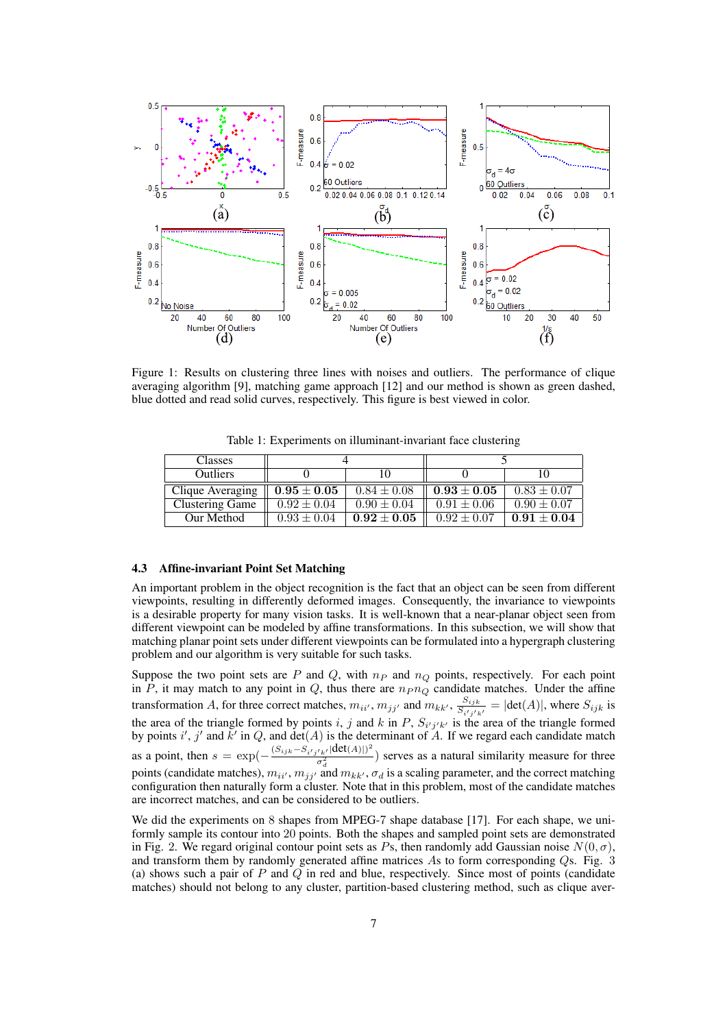Figure 1: Results on clustering three lines with noises and outliers. The performance of clique averaging algorithm [9], matching game approach [12] and our method is shown as green dashed, blue dotted and read solid curves, respectively. This figure is best viewed in color.

Table 1: Experiments on illuminant-invariant face clustering

| Classes | 4 | | 5 | |
|---|---|---|---|---|
| Outliers | 0 | 10 | 0 | 10 |
| Clique Averaging | **$0.95 \pm 0.05$** | $0.84 \pm 0.08$ | **$0.93 \pm 0.05$** | $0.83 \pm 0.07$ |
| Clustering Game | $0.92 \pm 0.04$ | $0.90 \pm 0.04$ | $0.91 \pm 0.06$ | $0.90 \pm 0.07$ |
| Our Method | $0.93 \pm 0.04$ | **$0.92 \pm 0.05$** | $0.92 \pm 0.07$ | **$0.91 \pm 0.04$** |

### 4.3 Affine-invariant Point Set Matching

An important problem in the object recognition is the fact that an object can be seen from different viewpoints, resulting in differently deformed images. Consequently, the invariance to viewpoints is a desirable property for many vision tasks. It is well-known that a near-planar object seen from different viewpoint can be modeled by affine transformations. In this subsection, we will show that matching planar point sets under different viewpoints can be formulated into a hypergraph clustering problem and our algorithm is very suitable for such tasks.

Suppose the two point sets are $P$ and $Q$, with $n_P$ and $n_Q$ points, respectively. For each point in $P$, it may match to any point in $Q$, thus there are $n_P n_Q$ candidate matches. Under the affine transformation $A$, for three correct matches, $m_{ii'}$, $m_{jj'}$ and $m_{kk'}$, $\frac{S_{ijk}}{S_{i'j'k'}} = |\det(A)|$, where $S_{ijk}$ is the area of the triangle formed by points $i$, $j$ and $k$ in $P$, $S_{i'j'k'}$ is the area of the triangle formed by points $i'$, $j'$ and $k'$ in $Q$, and $\det(A)$ is the determinant of $A$. If we regard each candidate match as a point, then $s = \exp(-\frac{(S_{ijk} - S_{i'j'k'}|\det(A)|)^2}{\sigma_d^2})$ serves as a natural similarity measure for three points (candidate matches), $m_{ii'}$, $m_{jj'}$ and $m_{kk'}$, $\sigma_d$ is a scaling parameter, and the correct matching configuration then naturally form a cluster. Note that in this problem, most of the candidate matches are incorrect matches, and can be considered to be outliers.

We did the experiments on 8 shapes from MPEG-7 shape database [17]. For each shape, we uniformly sample its contour into 20 points. Both the shapes and sampled point sets are demonstrated in Fig. 2. We regard original contour point sets as $P$s, then randomly add Gaussian noise $N(0, \sigma)$, and transform them by randomly generated affine matrices $A$s to form corresponding $Q$s. Fig. 3 (a) shows such a pair of $P$ and $Q$ in red and blue, respectively. Since most of points (candidate matches) should not belong to any cluster, partition-based clustering method, such as clique aver-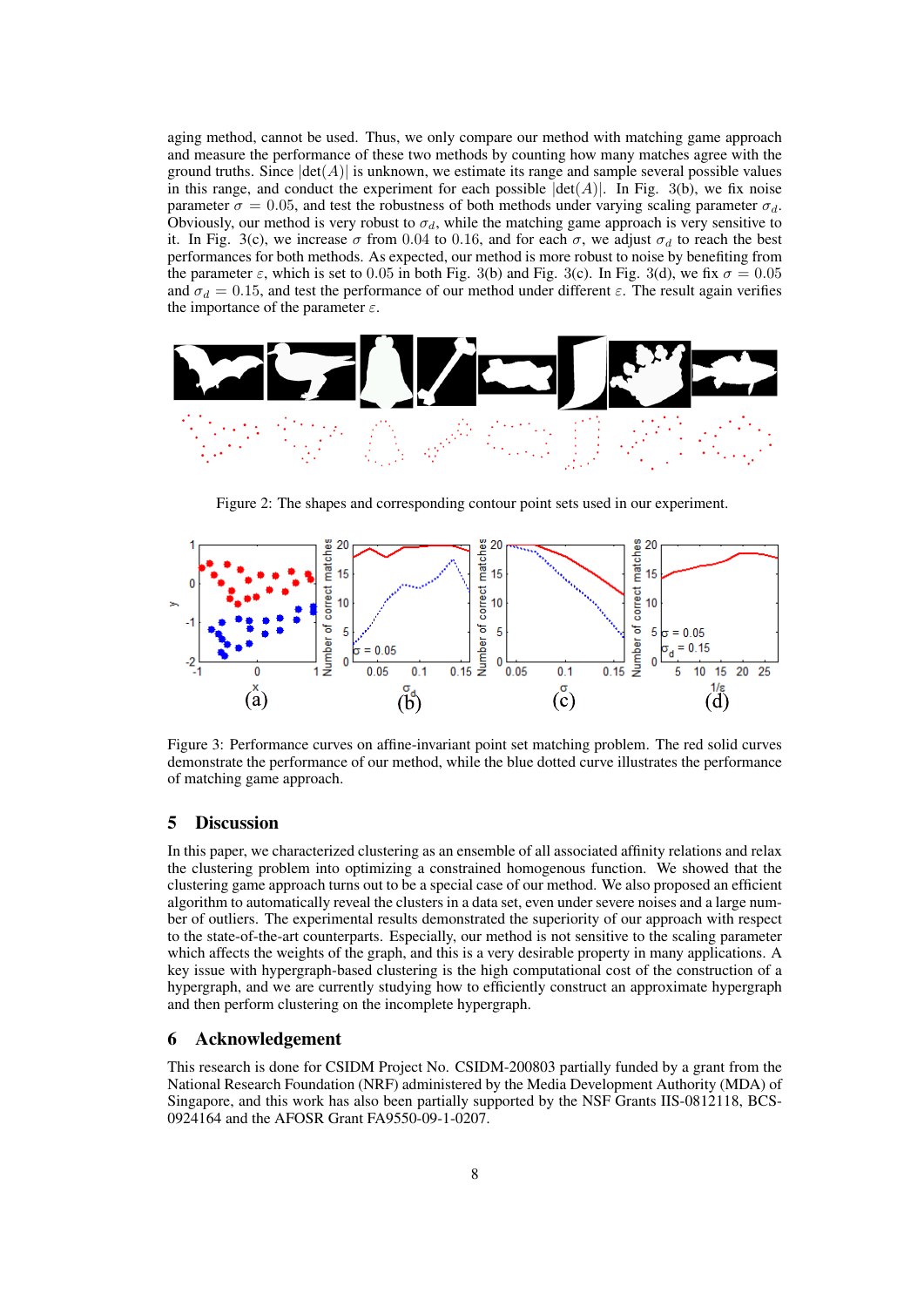aging method, cannot be used. Thus, we only compare our method with matching game approach and measure the performance of these two methods by counting how many matches agree with the ground truths. Since $|\det(A)|$ is unknown, we estimate its range and sample several possible values in this range, and conduct the experiment for each possible $|\det(A)|$. In Fig. 3(b), we fix noise parameter $\sigma = 0.05$, and test the robustness of both methods under varying scaling parameter $\sigma_d$. Obviously, our method is very robust to $\sigma_d$, while the matching game approach is very sensitive to it. In Fig. 3(c), we increase $\sigma$ from 0.04 to 0.16, and for each $\sigma$, we adjust $\sigma_d$ to reach the best performances for both methods. As expected, our method is more robust to noise by benefiting from the parameter $\varepsilon$, which is set to 0.05 in both Fig. 3(b) and Fig. 3(c). In Fig. 3(d), we fix $\sigma = 0.05$ and $\sigma_d = 0.15$, and test the performance of our method under different $\varepsilon$. The result again verifies the importance of the parameter $\varepsilon$.

Figure 2: The shapes and corresponding contour point sets used in our experiment.

Figure 3: Performance curves on affine-invariant point set matching problem. The red solid curves demonstrate the performance of our method, while the blue dotted curve illustrates the performance of matching game approach.

## 5 Discussion

In this paper, we characterized clustering as an ensemble of all associated affinity relations and relax the clustering problem into optimizing a constrained homogenous function. We showed that the clustering game approach turns out to be a special case of our method. We also proposed an efficient algorithm to automatically reveal the clusters in a data set, even under severe noises and a large number of outliers. The experimental results demonstrated the superiority of our approach with respect to the state-of-the-art counterparts. Especially, our method is not sensitive to the scaling parameter which affects the weights of the graph, and this is a very desirable property in many applications. A key issue with hypergraph-based clustering is the high computational cost of the construction of a hypergraph, and we are currently studying how to efficiently construct an approximate hypergraph and then perform clustering on the incomplete hypergraph.

## 6 Acknowledgement

This research is done for CSIDM Project No. CSIDM-200803 partially funded by a grant from the National Research Foundation (NRF) administered by the Media Development Authority (MDA) of Singapore, and this work has also been partially supported by the NSF Grants IIS-0812118, BCS-0924164 and the AFOSR Grant FA9550-09-1-0207.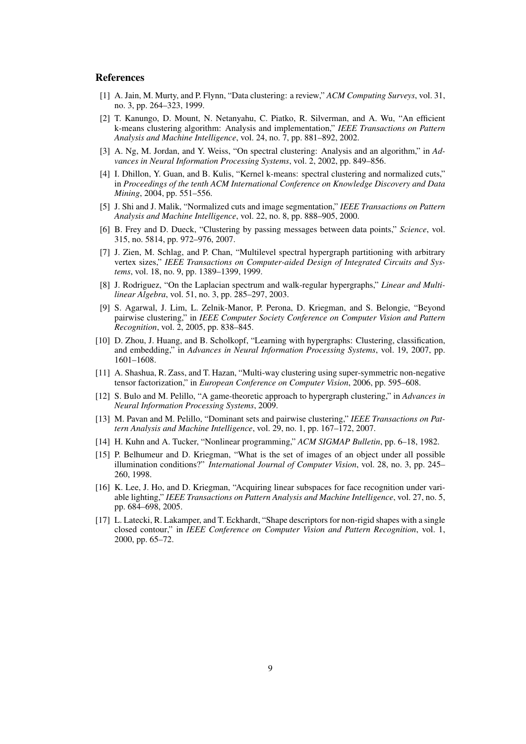## References

[1] A. Jain, M. Murty, and P. Flynn, "Data clustering: a review," *ACM Computing Surveys*, vol. 31, no. 3, pp. 264–323, 1999.

[2] T. Kanungo, D. Mount, N. Netanyahu, C. Piatko, R. Silverman, and A. Wu, "An efficient k-means clustering algorithm: Analysis and implementation," *IEEE Transactions on Pattern Analysis and Machine Intelligence*, vol. 24, no. 7, pp. 881–892, 2002.

[3] A. Ng, M. Jordan, and Y. Weiss, "On spectral clustering: Analysis and an algorithm," in *Advances in Neural Information Processing Systems*, vol. 2, 2002, pp. 849–856.

[4] I. Dhillon, Y. Guan, and B. Kulis, "Kernel k-means: spectral clustering and normalized cuts," in *Proceedings of the tenth ACM International Conference on Knowledge Discovery and Data Mining*, 2004, pp. 551–556.

[5] J. Shi and J. Malik, "Normalized cuts and image segmentation," *IEEE Transactions on Pattern Analysis and Machine Intelligence*, vol. 22, no. 8, pp. 888–905, 2000.

[6] B. Frey and D. Dueck, "Clustering by passing messages between data points," *Science*, vol. 315, no. 5814, pp. 972–976, 2007.

[7] J. Zien, M. Schlag, and P. Chan, "Multilevel spectral hypergraph partitioning with arbitrary vertex sizes," *IEEE Transactions on Computer-aided Design of Integrated Circuits and Systems*, vol. 18, no. 9, pp. 1389–1399, 1999.

[8] J. Rodriguez, "On the Laplacian spectrum and walk-regular hypergraphs," *Linear and Multilinear Algebra*, vol. 51, no. 3, pp. 285–297, 2003.

[9] S. Agarwal, J. Lim, L. Zelnik-Manor, P. Perona, D. Kriegman, and S. Belongie, "Beyond pairwise clustering," in *IEEE Computer Society Conference on Computer Vision and Pattern Recognition*, vol. 2, 2005, pp. 838–845.

[10] D. Zhou, J. Huang, and B. Scholkopf, "Learning with hypergraphs: Clustering, classification, and embedding," in *Advances in Neural Information Processing Systems*, vol. 19, 2007, pp. 1601–1608.

[11] A. Shashua, R. Zass, and T. Hazan, "Multi-way clustering using super-symmetric non-negative tensor factorization," in *European Conference on Computer Vision*, 2006, pp. 595–608.

[12] S. Bulo and M. Pelillo, "A game-theoretic approach to hypergraph clustering," in *Advances in Neural Information Processing Systems*, 2009.

[13] M. Pavan and M. Pelillo, "Dominant sets and pairwise clustering," *IEEE Transactions on Pattern Analysis and Machine Intelligence*, vol. 29, no. 1, pp. 167–172, 2007.

[14] H. Kuhn and A. Tucker, "Nonlinear programming," *ACM SIGMAP Bulletin*, pp. 6–18, 1982.

[15] P. Belhumeur and D. Kriegman, "What is the set of images of an object under all possible illumination conditions?" *International Journal of Computer Vision*, vol. 28, no. 3, pp. 245–260, 1998.

[16] K. Lee, J. Ho, and D. Kriegman, "Acquiring linear subspaces for face recognition under variable lighting," *IEEE Transactions on Pattern Analysis and Machine Intelligence*, vol. 27, no. 5, pp. 684–698, 2005.

[17] L. Latecki, R. Lakamper, and T. Eckhardt, "Shape descriptors for non-rigid shapes with a single closed contour," in *IEEE Conference on Computer Vision and Pattern Recognition*, vol. 1, 2000, pp. 65–72.